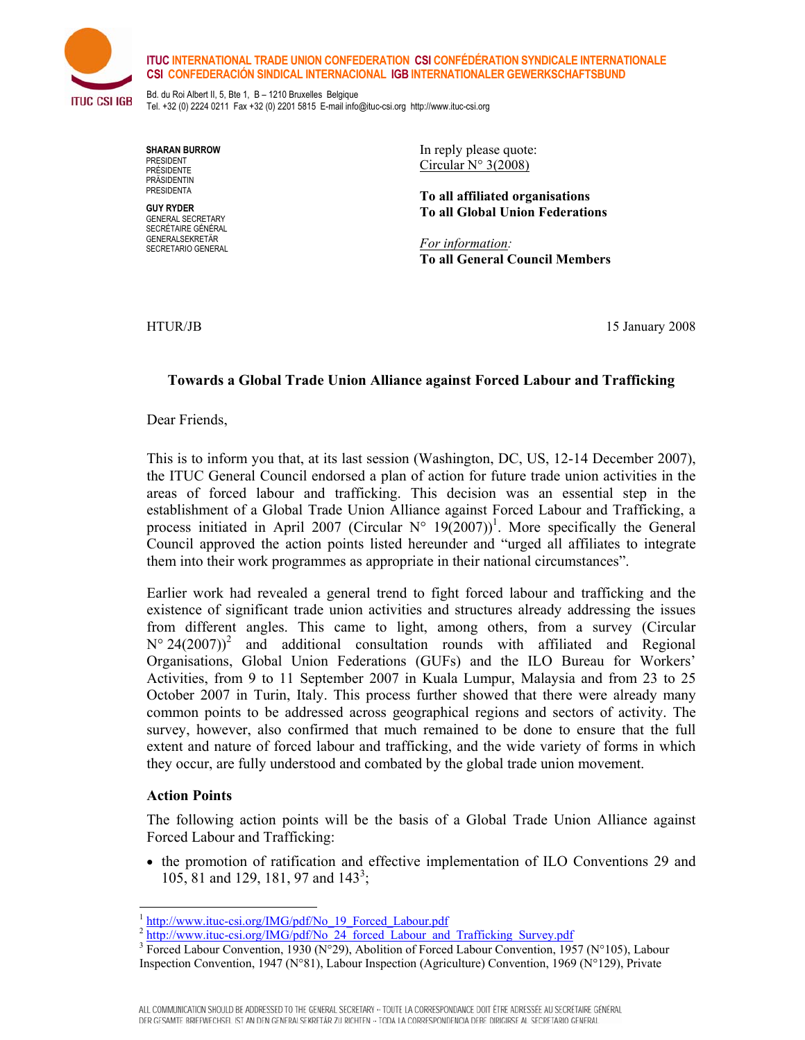**ITUC** INTERNATIONAL TRADE UNION CONFEDERATION **CSI** CONFÉDÉRATION SYNDICALE INTERNATIONALE
**CSI** CONFEDERACIÓN SINDICAL INTERNACIONAL **IGB** INTERNATIONALER GEWERKSCHAFTSBUND

Bd. du Roi Albert II, 5, Bte 1, B – 1210 Bruxelles Belgique
Tel. +32 (0) 2224 0211 Fax +32 (0) 2201 5815 E-mail info@ituc-csi.org http://www.ituc-csi.org

**SHARAN BURROW**
PRESIDENT
PRÉSIDENTE
PRÄSIDENTIN
PRESIDENTA

**GUY RYDER**
GENERAL SECRETARY
SECRÉTAIRE GÉNÉRAL
GENERALSEKRETÄR
SECRETARIO GENERAL

In reply please quote:
Circular N° 3(2008)

**To all affiliated organisations**
**To all Global Union Federations**

*For information:*
**To all General Council Members**

HTUR/JB

15 January 2008

**Towards a Global Trade Union Alliance against Forced Labour and Trafficking**

Dear Friends,

This is to inform you that, at its last session (Washington, DC, US, 12-14 December 2007), the ITUC General Council endorsed a plan of action for future trade union activities in the areas of forced labour and trafficking. This decision was an essential step in the establishment of a Global Trade Union Alliance against Forced Labour and Trafficking, a process initiated in April 2007 (Circular N° 19(2007))[1]. More specifically the General Council approved the action points listed hereunder and "urged all affiliates to integrate them into their work programmes as appropriate in their national circumstances".

Earlier work had revealed a general trend to fight forced labour and trafficking and the existence of significant trade union activities and structures already addressing the issues from different angles. This came to light, among others, from a survey (Circular N° 24(2007))[2] and additional consultation rounds with affiliated and Regional Organisations, Global Union Federations (GUFs) and the ILO Bureau for Workers' Activities, from 9 to 11 September 2007 in Kuala Lumpur, Malaysia and from 23 to 25 October 2007 in Turin, Italy. This process further showed that there were already many common points to be addressed across geographical regions and sectors of activity. The survey, however, also confirmed that much remained to be done to ensure that the full extent and nature of forced labour and trafficking, and the wide variety of forms in which they occur, are fully understood and combated by the global trade union movement.

**Action Points**

The following action points will be the basis of a Global Trade Union Alliance against Forced Labour and Trafficking:

- the promotion of ratification and effective implementation of ILO Conventions 29 and 105, 81 and 129, 181, 97 and 143[3];

---

[1] http://www.ituc-csi.org/IMG/pdf/No_19_Forced_Labour.pdf
[2] http://www.ituc-csi.org/IMG/pdf/No_24_forced_Labour_and_Trafficking_Survey.pdf
[3] Forced Labour Convention, 1930 (N°29), Abolition of Forced Labour Convention, 1957 (N°105), Labour Inspection Convention, 1947 (N°81), Labour Inspection (Agriculture) Convention, 1969 (N°129), Private

ALL COMMUNICATION SHOULD BE ADDRESSED TO THE GENERAL SECRETARY -- TOUTE LA CORRESPONDANCE DOIT ÊTRE ADRESSÉE AU SECRÉTAIRE GÉNÉRAL
DER GESAMTE BRIEFWECHSEL IST AN DEN GENERALSEKRETÄR ZU RICHTEN -- TODA LA CORRESPONDENCIA DEBE DIRIGIRSE AL SECRETARIO GENERAL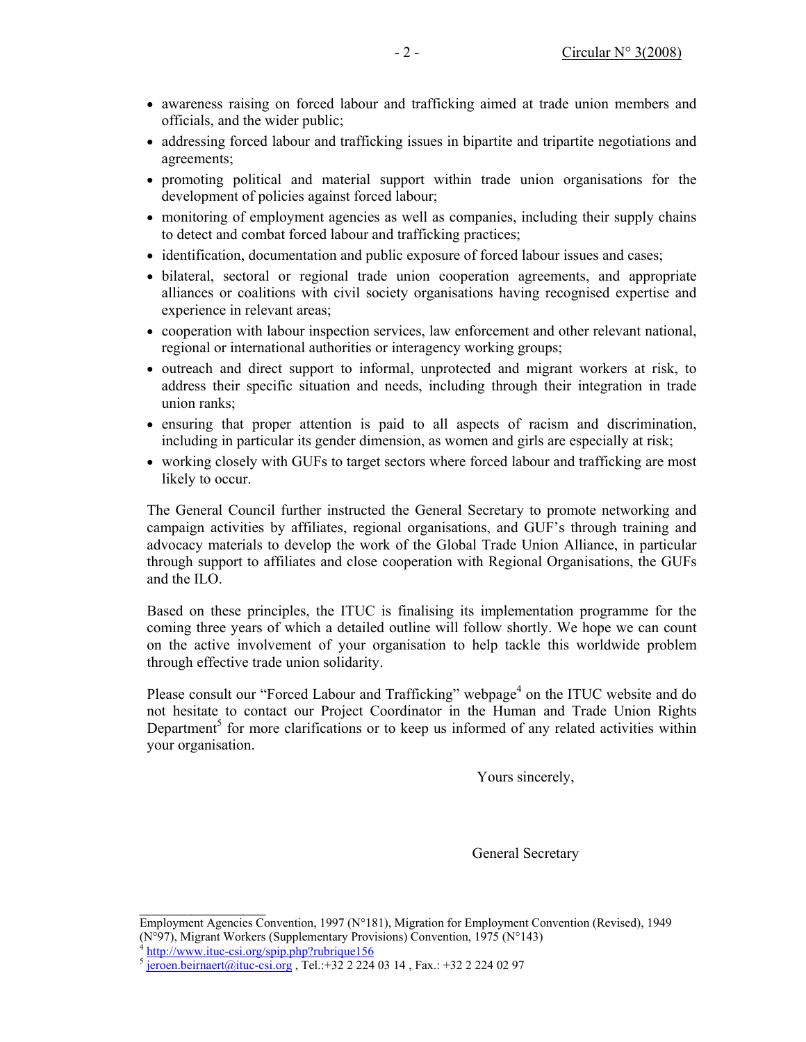- awareness raising on forced labour and trafficking aimed at trade union members and officials, and the wider public;
- addressing forced labour and trafficking issues in bipartite and tripartite negotiations and agreements;
- promoting political and material support within trade union organisations for the development of policies against forced labour;
- monitoring of employment agencies as well as companies, including their supply chains to detect and combat forced labour and trafficking practices;
- identification, documentation and public exposure of forced labour issues and cases;
- bilateral, sectoral or regional trade union cooperation agreements, and appropriate alliances or coalitions with civil society organisations having recognised expertise and experience in relevant areas;
- cooperation with labour inspection services, law enforcement and other relevant national, regional or international authorities or interagency working groups;
- outreach and direct support to informal, unprotected and migrant workers at risk, to address their specific situation and needs, including through their integration in trade union ranks;
- ensuring that proper attention is paid to all aspects of racism and discrimination, including in particular its gender dimension, as women and girls are especially at risk;
- working closely with GUFs to target sectors where forced labour and trafficking are most likely to occur.

The General Council further instructed the General Secretary to promote networking and campaign activities by affiliates, regional organisations, and GUF's through training and advocacy materials to develop the work of the Global Trade Union Alliance, in particular through support to affiliates and close cooperation with Regional Organisations, the GUFs and the ILO.

Based on these principles, the ITUC is finalising its implementation programme for the coming three years of which a detailed outline will follow shortly. We hope we can count on the active involvement of your organisation to help tackle this worldwide problem through effective trade union solidarity.

Please consult our "Forced Labour and Trafficking" webpage[4] on the ITUC website and do not hesitate to contact our Project Coordinator in the Human and Trade Union Rights Department[5] for more clarifications or to keep us informed of any related activities within your organisation.

Yours sincerely,

General Secretary

---

Employment Agencies Convention, 1997 (N°181), Migration for Employment Convention (Revised), 1949 (N°97), Migrant Workers (Supplementary Provisions) Convention, 1975 (N°143)

[4] http://www.ituc-csi.org/spip.php?rubrique156

[5] jeroen.beirnaert@ituc-csi.org , Tel.:+32 2 224 03 14 , Fax.: +32 2 224 02 97